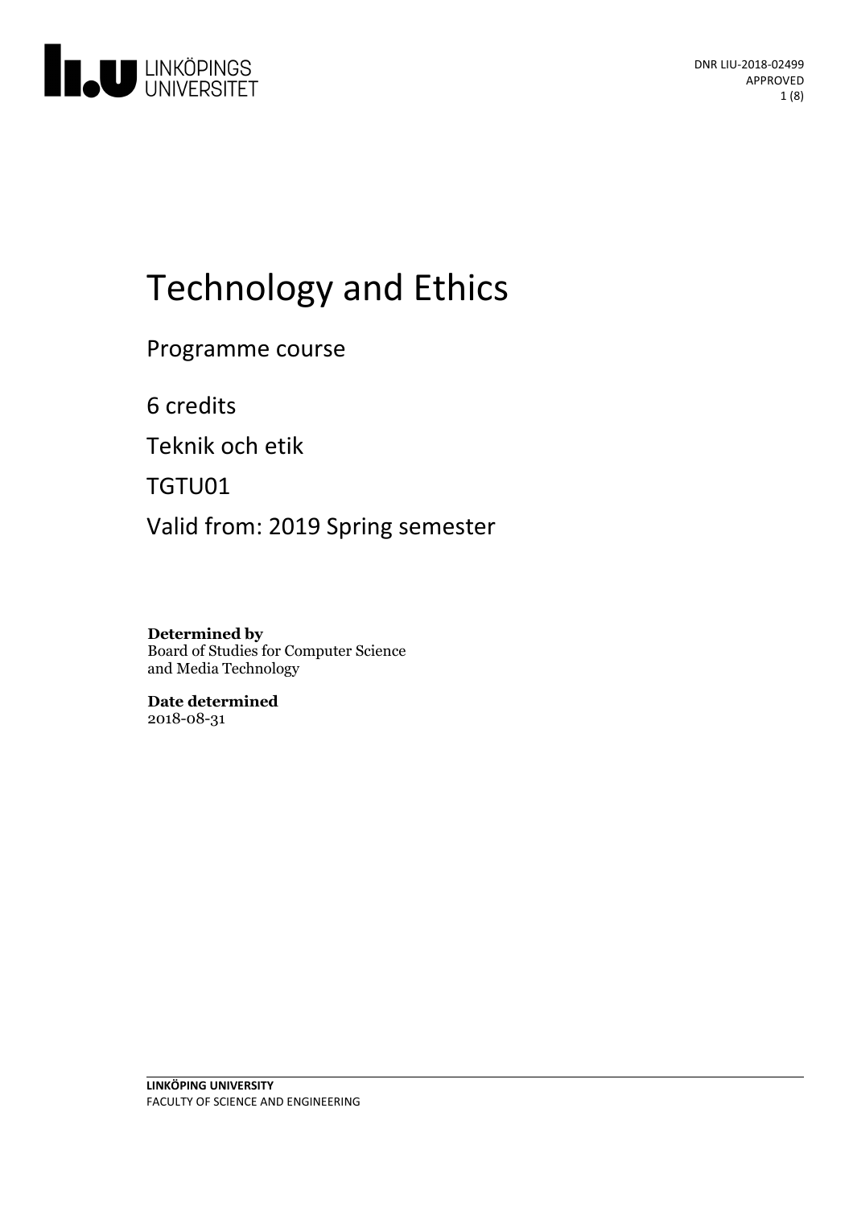DNR LIU-2018-02499
APPROVED

# Technology and Ethics

Programme course

6 credits

Teknik och etik

TGTU01

Valid from: 2019 Spring semester

**Determined by**
Board of Studies for Computer Science and Media Technology

**Date determined**
2018-08-31

**LINKÖPING UNIVERSITY**
FACULTY OF SCIENCE AND ENGINEERING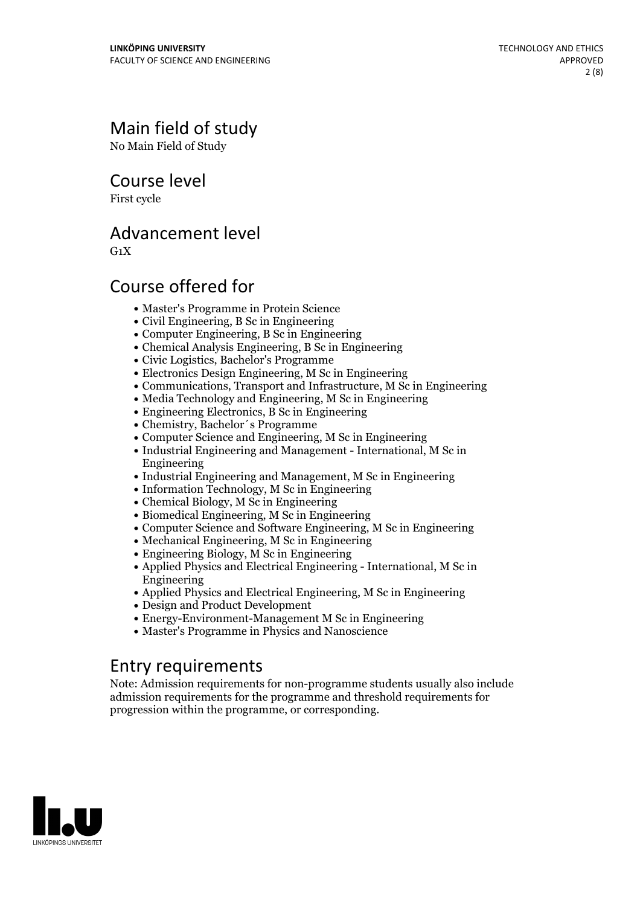## Main field of study

No Main Field of Study

## Course level

First cycle

## Advancement level

G1X

## Course offered for

- Master's Programme in Protein Science
- Civil Engineering, B Sc in Engineering
- Computer Engineering, B Sc in Engineering
- Chemical Analysis Engineering, B Sc in Engineering
- Civic Logistics, Bachelor's Programme
- Electronics Design Engineering, M Sc in Engineering
- Communications, Transport and Infrastructure, M Sc in Engineering
- Media Technology and Engineering, M Sc in Engineering
- Engineering Electronics, B Sc in Engineering
- Chemistry, Bachelor´s Programme
- Computer Science and Engineering, M Sc in Engineering
- Industrial Engineering and Management - International, M Sc in Engineering
- Industrial Engineering and Management, M Sc in Engineering
- Information Technology, M Sc in Engineering
- Chemical Biology, M Sc in Engineering
- Biomedical Engineering, M Sc in Engineering
- Computer Science and Software Engineering, M Sc in Engineering
- Mechanical Engineering, M Sc in Engineering
- Engineering Biology, M Sc in Engineering
- Applied Physics and Electrical Engineering - International, M Sc in Engineering
- Applied Physics and Electrical Engineering, M Sc in Engineering
- Design and Product Development
- Energy-Environment-Management M Sc in Engineering
- Master's Programme in Physics and Nanoscience

## Entry requirements

Note: Admission requirements for non-programme students usually also include admission requirements for the programme and threshold requirements for progression within the programme, or corresponding.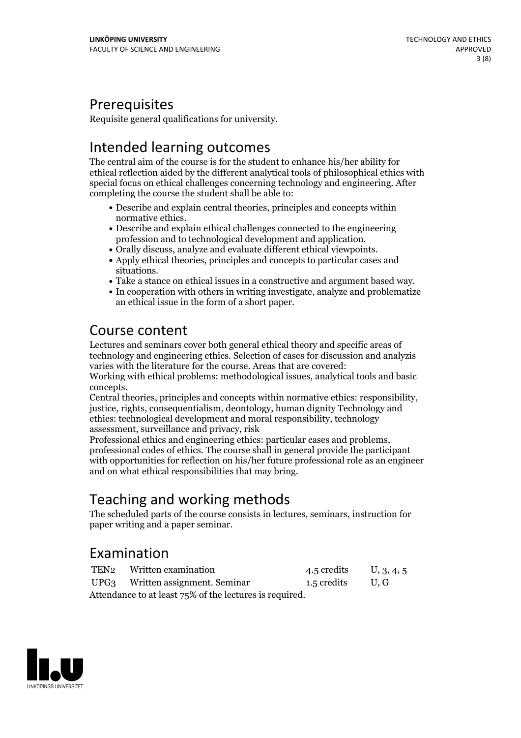# Prerequisites

Requisite general qualifications for university.

# Intended learning outcomes

The central aim of the course is for the student to enhance his/her ability for ethical reflection aided by the different analytical tools of philosophical ethics with special focus on ethical challenges concerning technology and engineering. After completing the course the student shall be able to:

- Describe and explain central theories, principles and concepts within normative ethics.
- Describe and explain ethical challenges connected to the engineering profession and to technological development and application.
- Orally discuss, analyze and evaluate different ethical viewpoints.
- Apply ethical theories, principles and concepts to particular cases and situations.
- Take a stance on ethical issues in a constructive and argument based way.
- In cooperation with others in writing investigate, analyze and problematize an ethical issue in the form of a short paper.

# Course content

Lectures and seminars cover both general ethical theory and specific areas of technology and engineering ethics. Selection of cases for discussion and analyzis varies with the literature for the course. Areas that are covered:
Working with ethical problems: methodological issues, analytical tools and basic concepts.
Central theories, principles and concepts within normative ethics: responsibility, justice, rights, consequentialism, deontology, human dignity Technology and ethics: technological development and moral responsibility, technology assessment, surveillance and privacy, risk
Professional ethics and engineering ethics: particular cases and problems, professional codes of ethics. The course shall in general provide the participant with opportunities for reflection on his/her future professional role as an engineer and on what ethical responsibilities that may bring.

# Teaching and working methods

The scheduled parts of the course consists in lectures, seminars, instruction for paper writing and a paper seminar.

# Examination

| | | | |
|---|---|---|---|
| TEN2 | Written examination | 4.5 credits | U, 3, 4, 5 |
| UPG3 | Written assignment. Seminar | 1.5 credits | U, G |

Attendance to at least 75% of the lectures is required.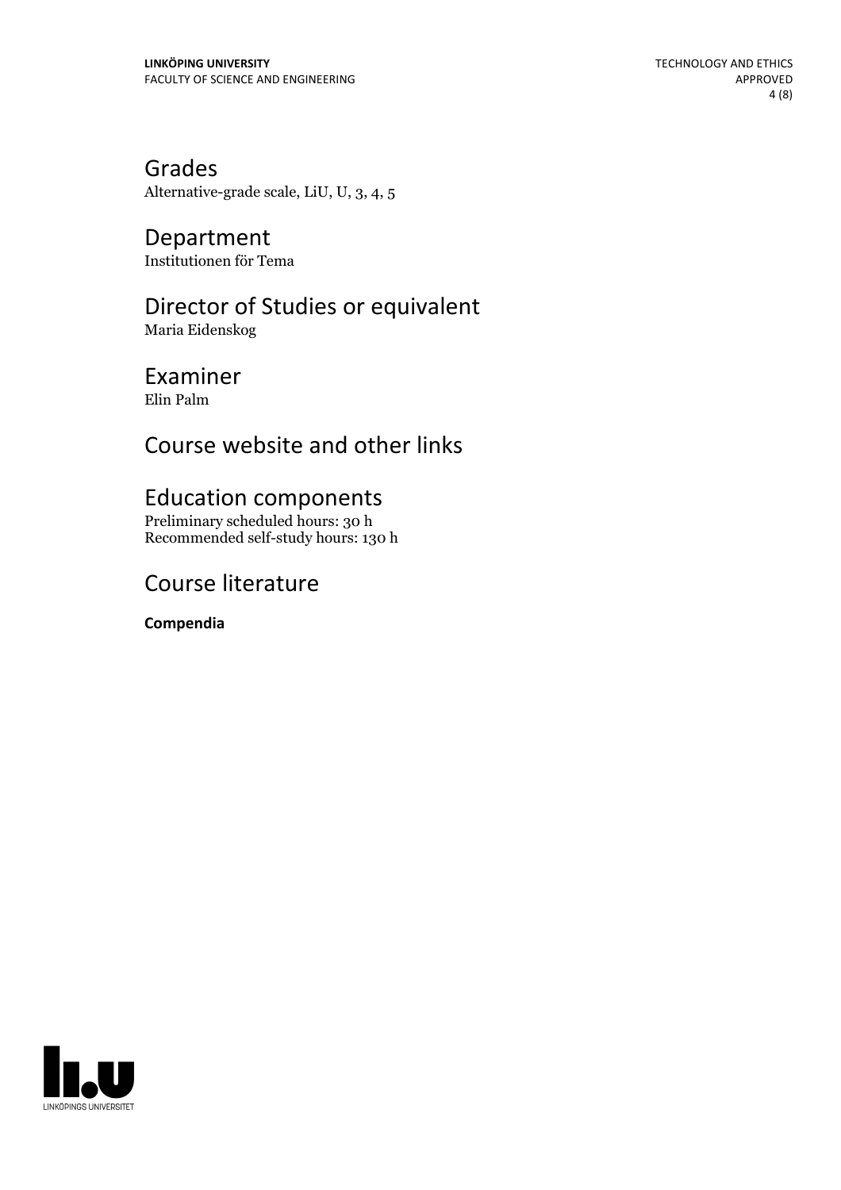## Grades

Alternative-grade scale, LiU, U, 3, 4, 5

## Department

Institutionen för Tema

## Director of Studies or equivalent

Maria Eidenskog

## Examiner

Elin Palm

## Course website and other links

## Education components

Preliminary scheduled hours: 30 h
Recommended self-study hours: 130 h

## Course literature

**Compendia**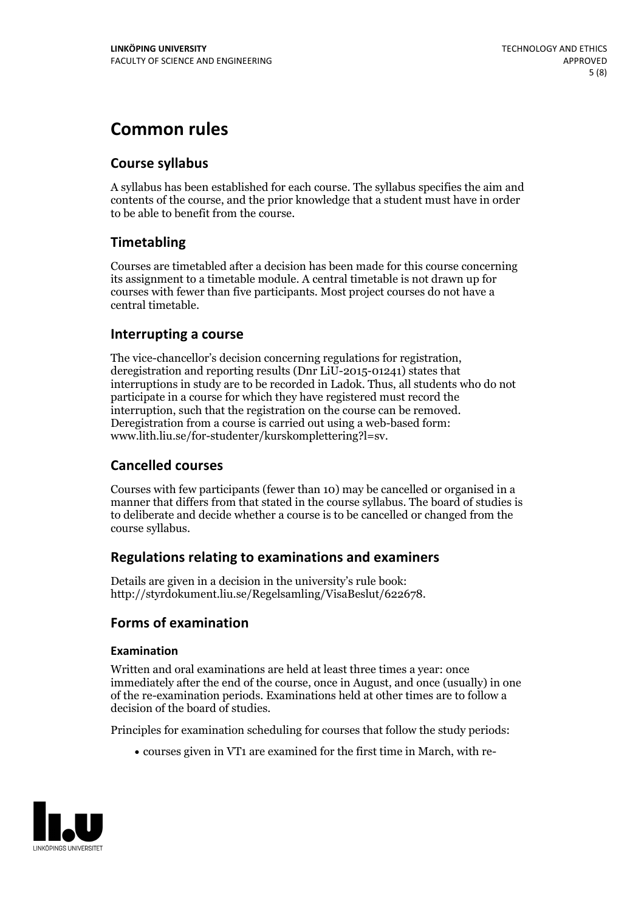# Common rules

## Course syllabus

A syllabus has been established for each course. The syllabus specifies the aim and contents of the course, and the prior knowledge that a student must have in order to be able to benefit from the course.

## Timetabling

Courses are timetabled after a decision has been made for this course concerning its assignment to a timetable module. A central timetable is not drawn up for courses with fewer than five participants. Most project courses do not have a central timetable.

## Interrupting a course

The vice-chancellor's decision concerning regulations for registration, deregistration and reporting results (Dnr LiU-2015-01241) states that interruptions in study are to be recorded in Ladok. Thus, all students who do not participate in a course for which they have registered must record the interruption, such that the registration on the course can be removed. Deregistration from a course is carried out using a web-based form: www.lith.liu.se/for-studenter/kurskomplettering?l=sv.

## Cancelled courses

Courses with few participants (fewer than 10) may be cancelled or organised in a manner that differs from that stated in the course syllabus. The board of studies is to deliberate and decide whether a course is to be cancelled or changed from the course syllabus.

## Regulations relating to examinations and examiners

Details are given in a decision in the university's rule book: http://styrdokument.liu.se/Regelsamling/VisaBeslut/622678.

## Forms of examination

### Examination

Written and oral examinations are held at least three times a year: once immediately after the end of the course, once in August, and once (usually) in one of the re-examination periods. Examinations held at other times are to follow a decision of the board of studies.

Principles for examination scheduling for courses that follow the study periods:

- courses given in VT1 are examined for the first time in March, with re-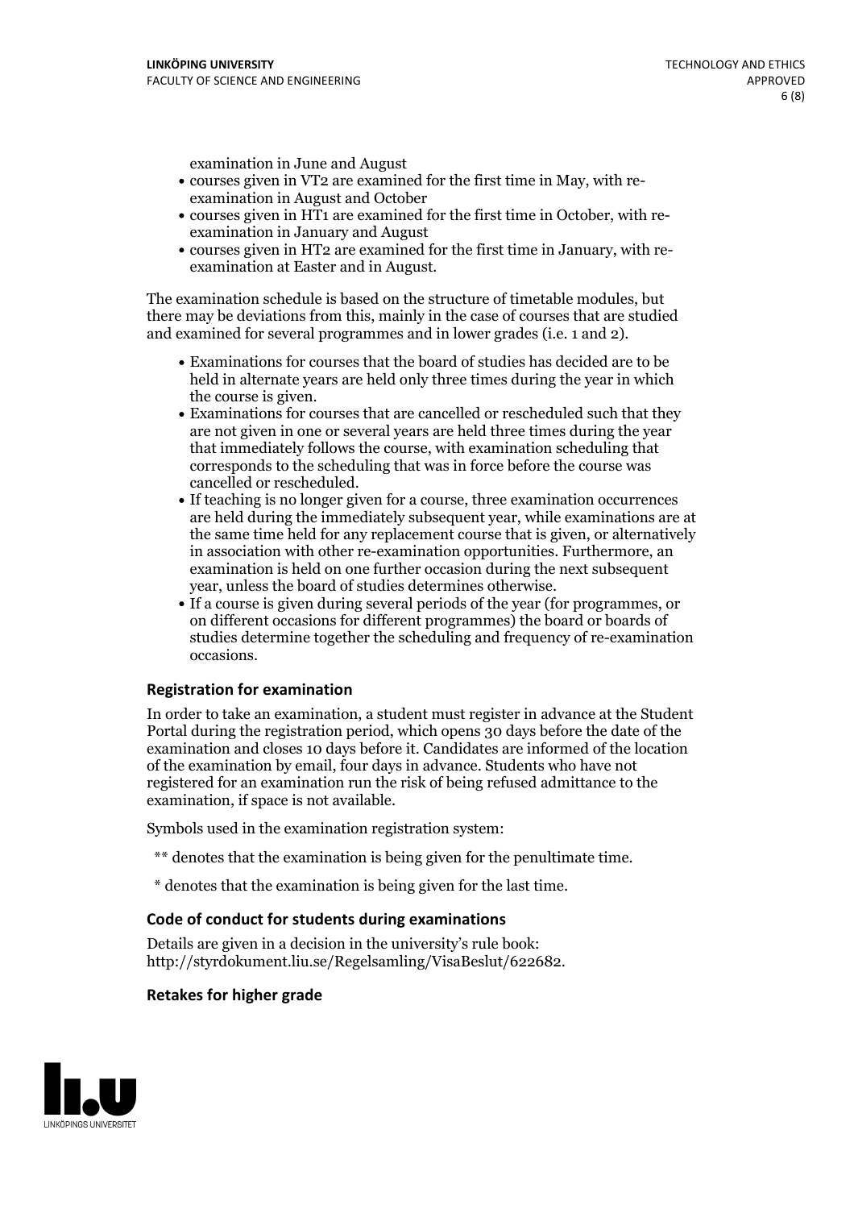examination in June and August

- courses given in VT2 are examined for the first time in May, with re-examination in August and October
- courses given in HT1 are examined for the first time in October, with re-examination in January and August
- courses given in HT2 are examined for the first time in January, with re-examination at Easter and in August.

The examination schedule is based on the structure of timetable modules, but there may be deviations from this, mainly in the case of courses that are studied and examined for several programmes and in lower grades (i.e. 1 and 2).

- Examinations for courses that the board of studies has decided are to be held in alternate years are held only three times during the year in which the course is given.
- Examinations for courses that are cancelled or rescheduled such that they are not given in one or several years are held three times during the year that immediately follows the course, with examination scheduling that corresponds to the scheduling that was in force before the course was cancelled or rescheduled.
- If teaching is no longer given for a course, three examination occurrences are held during the immediately subsequent year, while examinations are at the same time held for any replacement course that is given, or alternatively in association with other re-examination opportunities. Furthermore, an examination is held on one further occasion during the next subsequent year, unless the board of studies determines otherwise.
- If a course is given during several periods of the year (for programmes, or on different occasions for different programmes) the board or boards of studies determine together the scheduling and frequency of re-examination occasions.

### Registration for examination

In order to take an examination, a student must register in advance at the Student Portal during the registration period, which opens 30 days before the date of the examination and closes 10 days before it. Candidates are informed of the location of the examination by email, four days in advance. Students who have not registered for an examination run the risk of being refused admittance to the examination, if space is not available.

Symbols used in the examination registration system:

** denotes that the examination is being given for the penultimate time.

* denotes that the examination is being given for the last time.

### Code of conduct for students during examinations

Details are given in a decision in the university's rule book: http://styrdokument.liu.se/Regelsamling/VisaBeslut/622682.

### Retakes for higher grade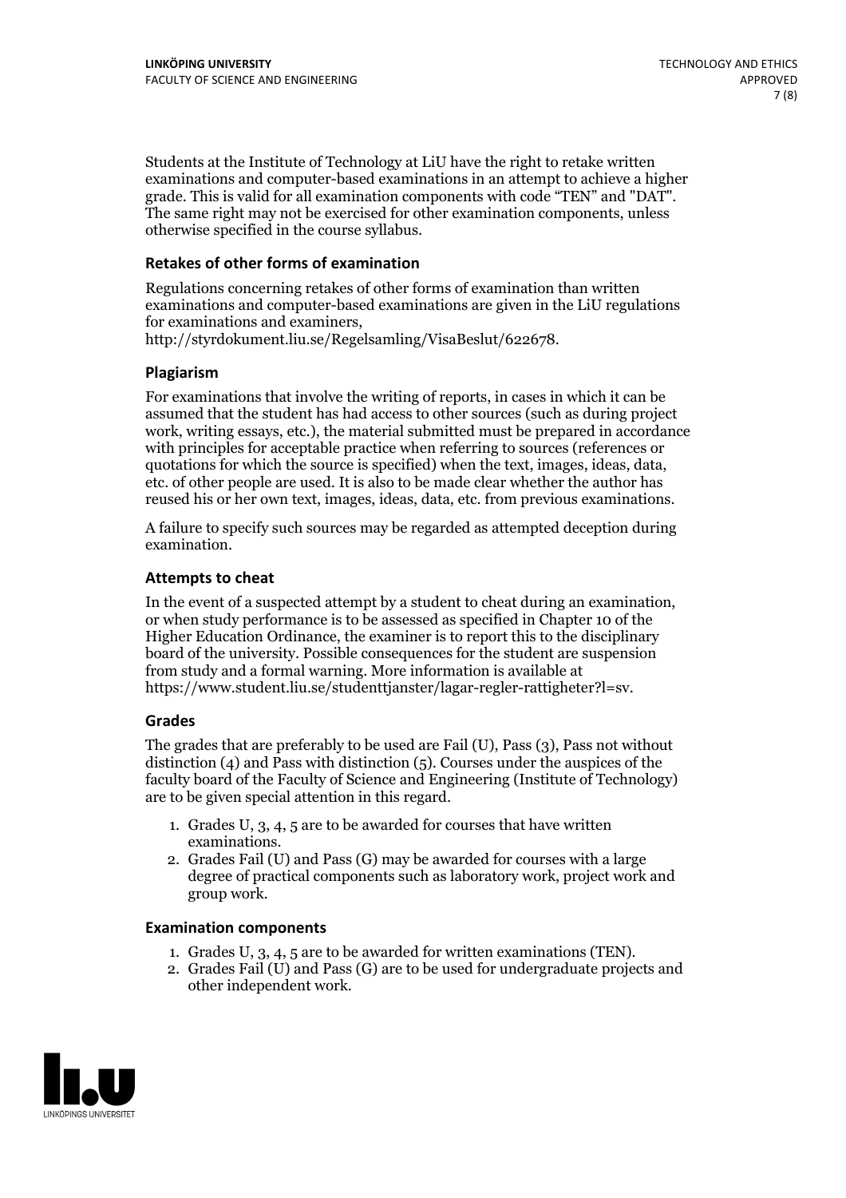Students at the Institute of Technology at LiU have the right to retake written examinations and computer-based examinations in an attempt to achieve a higher grade. This is valid for all examination components with code "TEN" and "DAT". The same right may not be exercised for other examination components, unless otherwise specified in the course syllabus.

### Retakes of other forms of examination

Regulations concerning retakes of other forms of examination than written examinations and computer-based examinations are given in the LiU regulations for examinations and examiners, http://styrdokument.liu.se/Regelsamling/VisaBeslut/622678.

### Plagiarism

For examinations that involve the writing of reports, in cases in which it can be assumed that the student has had access to other sources (such as during project work, writing essays, etc.), the material submitted must be prepared in accordance with principles for acceptable practice when referring to sources (references or quotations for which the source is specified) when the text, images, ideas, data, etc. of other people are used. It is also to be made clear whether the author has reused his or her own text, images, ideas, data, etc. from previous examinations.

A failure to specify such sources may be regarded as attempted deception during examination.

### Attempts to cheat

In the event of a suspected attempt by a student to cheat during an examination, or when study performance is to be assessed as specified in Chapter 10 of the Higher Education Ordinance, the examiner is to report this to the disciplinary board of the university. Possible consequences for the student are suspension from study and a formal warning. More information is available at https://www.student.liu.se/studenttjanster/lagar-regler-rattigheter?l=sv.

### Grades

The grades that are preferably to be used are Fail (U), Pass (3), Pass not without distinction (4) and Pass with distinction (5). Courses under the auspices of the faculty board of the Faculty of Science and Engineering (Institute of Technology) are to be given special attention in this regard.

1. Grades U, 3, 4, 5 are to be awarded for courses that have written examinations.
2. Grades Fail (U) and Pass (G) may be awarded for courses with a large degree of practical components such as laboratory work, project work and group work.

### Examination components

1. Grades U, 3, 4, 5 are to be awarded for written examinations (TEN).
2. Grades Fail (U) and Pass (G) are to be used for undergraduate projects and other independent work.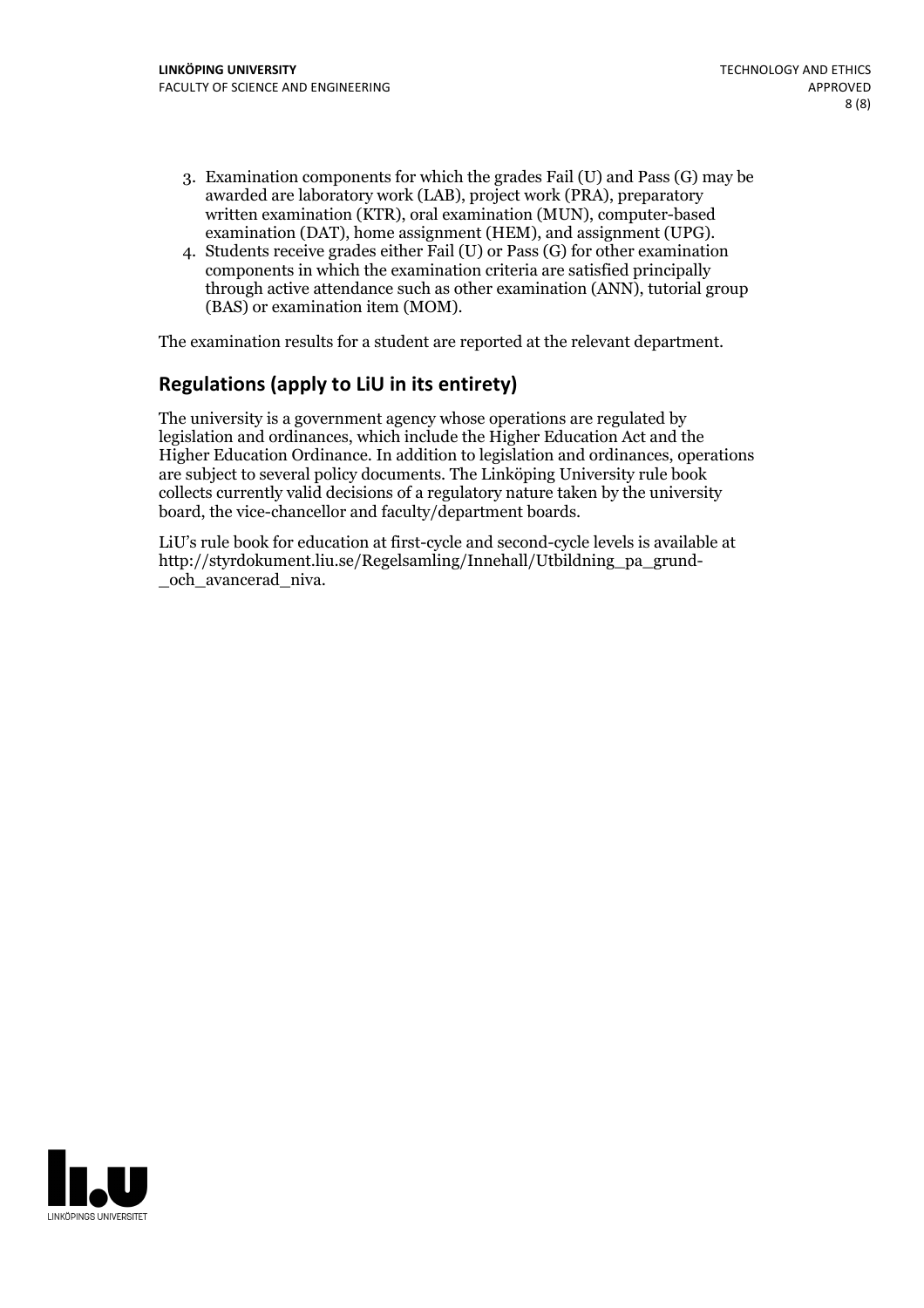3. Examination components for which the grades Fail (U) and Pass (G) may be awarded are laboratory work (LAB), project work (PRA), preparatory written examination (KTR), oral examination (MUN), computer-based examination (DAT), home assignment (HEM), and assignment (UPG).
4. Students receive grades either Fail (U) or Pass (G) for other examination components in which the examination criteria are satisfied principally through active attendance such as other examination (ANN), tutorial group (BAS) or examination item (MOM).

The examination results for a student are reported at the relevant department.

## Regulations (apply to LiU in its entirety)

The university is a government agency whose operations are regulated by legislation and ordinances, which include the Higher Education Act and the Higher Education Ordinance. In addition to legislation and ordinances, operations are subject to several policy documents. The Linköping University rule book collects currently valid decisions of a regulatory nature taken by the university board, the vice-chancellor and faculty/department boards.

LiU's rule book for education at first-cycle and second-cycle levels is available at http://styrdokument.liu.se/Regelsamling/Innehall/Utbildning_pa_grund-_och_avancerad_niva.